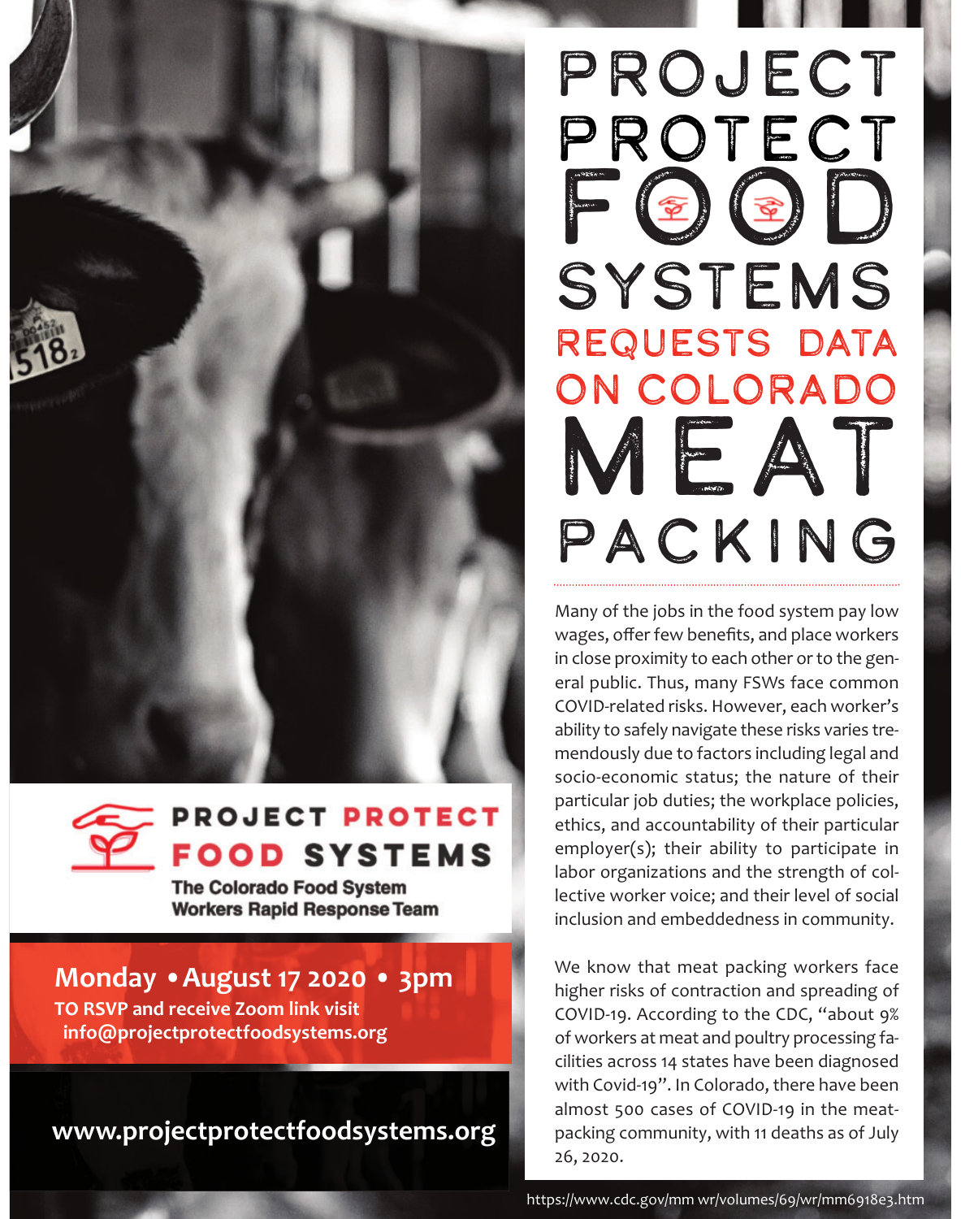# PROJECT PROTECT FOOD SYSTEMS REQUESTS DATA ON COLORADO MEAT PACKING

Many of the jobs in the food system pay low wages, offer few benefits, and place workers in close proximity to each other or to the general public. Thus, many FSWs face common COVID-related risks. However, each worker's ability to safely navigate these risks varies tremendously due to factors including legal and socio-economic status; the nature of their particular job duties; the workplace policies, ethics, and accountability of their particular employer(s); their ability to participate in labor organizations and the strength of collective worker voice; and their level of social inclusion and embeddedness in community.

We know that meat packing workers face higher risks of contraction and spreading of COVID-19. According to the CDC, "about 9% of workers at meat and poultry processing facilities across 14 states have been diagnosed with Covid-19". In Colorado, there have been almost 500 cases of COVID-19 in the meatpacking community, with 11 deaths as of July 26, 2020.

https://www.cdc.gov/mm wr/volumes/69/wr/mm6918e3.htm

**PROJECT PROTECT FOOD SYSTEMS**

**The Colorado Food System Workers Rapid Response Team**

**Monday • August 17 2020 • 3pm**

**TO RSVP and receive Zoom link visit info@projectprotectfoodsystems.org**

**www.projectprotectfoodsystems.org**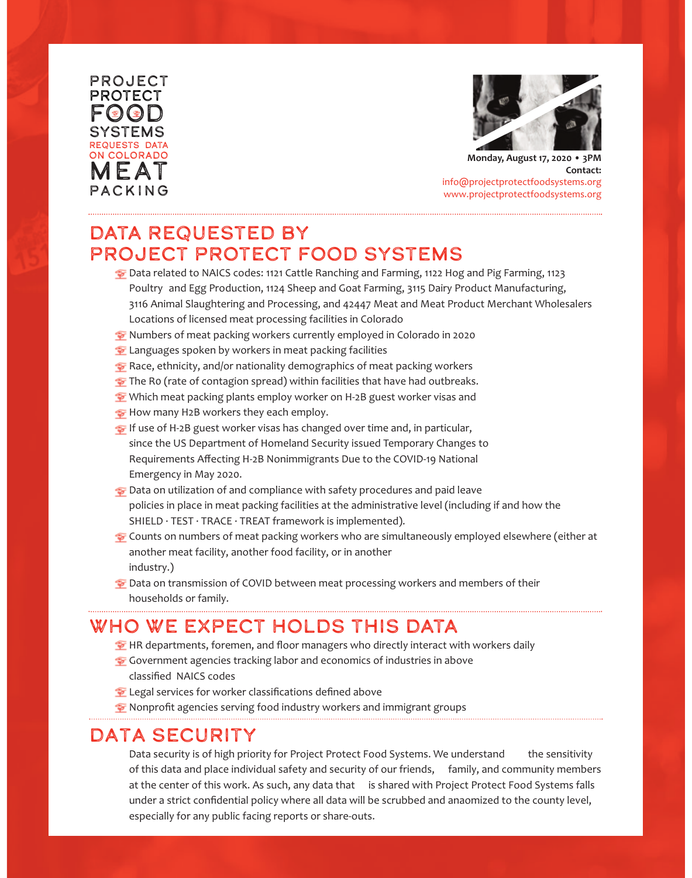PROJECT
PROTECT
FOOD
SYSTEMS
REQUESTS DATA
ON COLORADO
MEAT
PACKING

**Monday, August 17, 2020 • 3PM**
**Contact:**
info@projectprotectfoodsystems.org
www.projectprotectfoodsystems.org

## DATA REQUESTED BY PROJECT PROTECT FOOD SYSTEMS

- Data related to NAICS codes: 1121 Cattle Ranching and Farming, 1122 Hog and Pig Farming, 1123 Poultry and Egg Production, 1124 Sheep and Goat Farming, 3115 Dairy Product Manufacturing, 3116 Animal Slaughtering and Processing, and 42447 Meat and Meat Product Merchant Wholesalers Locations of licensed meat processing facilities in Colorado
- Numbers of meat packing workers currently employed in Colorado in 2020
- Languages spoken by workers in meat packing facilities
- Race, ethnicity, and/or nationality demographics of meat packing workers
- The R0 (rate of contagion spread) within facilities that have had outbreaks.
- Which meat packing plants employ worker on H-2B guest worker visas and
- How many H2B workers they each employ.
- If use of H-2B guest worker visas has changed over time and, in particular, since the US Department of Homeland Security issued Temporary Changes to Requirements Affecting H-2B Nonimmigrants Due to the COVID-19 National Emergency in May 2020.
- Data on utilization of and compliance with safety procedures and paid leave policies in place in meat packing facilities at the administrative level (including if and how the SHIELD · TEST · TRACE · TREAT framework is implemented).
- Counts on numbers of meat packing workers who are simultaneously employed elsewhere (either at another meat facility, another food facility, or in another industry.)
- Data on transmission of COVID between meat processing workers and members of their households or family.

## WHO WE EXPECT HOLDS THIS DATA

- HR departments, foremen, and floor managers who directly interact with workers daily
- Government agencies tracking labor and economics of industries in above classified NAICS codes
- Legal services for worker classifications defined above
- Nonprofit agencies serving food industry workers and immigrant groups

## DATA SECURITY

Data security is of high priority for Project Protect Food Systems. We understand the sensitivity of this data and place individual safety and security of our friends, family, and community members at the center of this work. As such, any data that is shared with Project Protect Food Systems falls under a strict confidential policy where all data will be scrubbed and anaomized to the county level, especially for any public facing reports or share-outs.